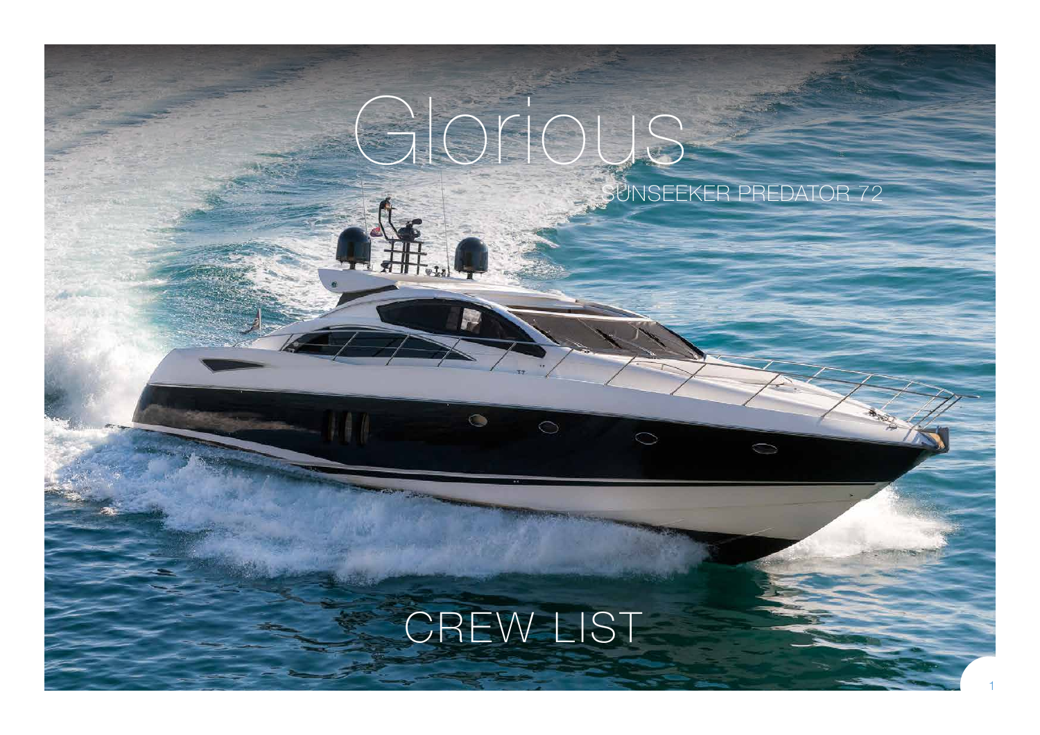# Glorious

SUNSEEKER PREDATOR 72

## CREW LIST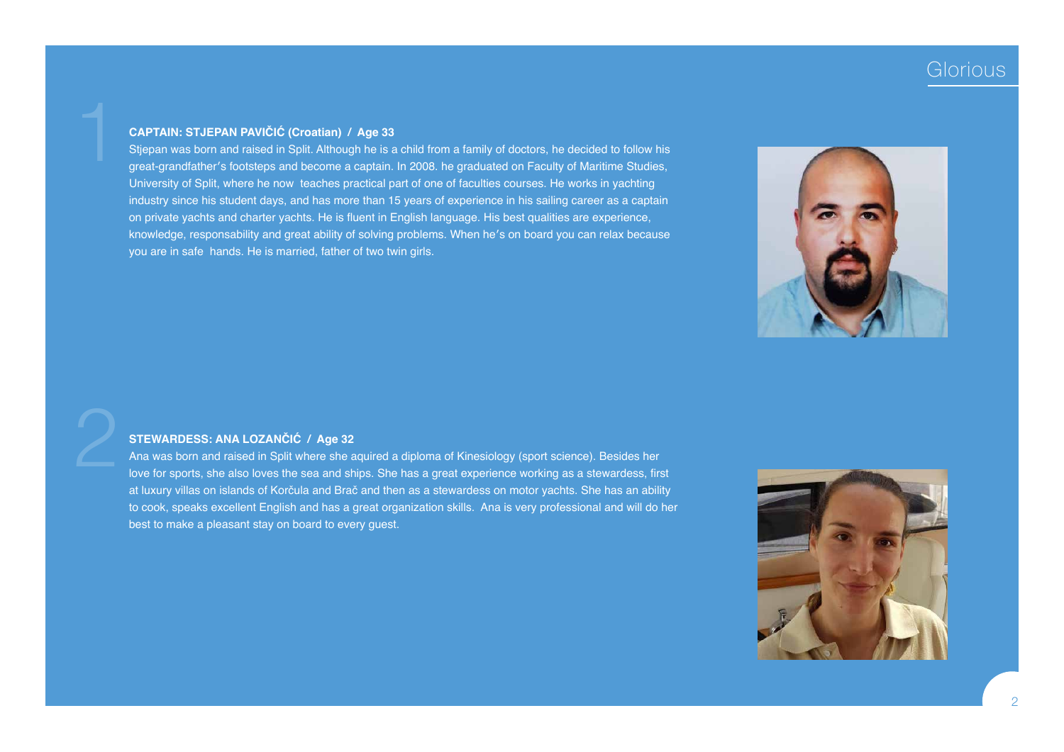## 1

**CAPTAIN: STJEPAN PAVIČIĆ (Croatian) / Age 33**

Stjepan was born and raised in Split. Although he is a child from a family of doctors, he decided to follow his great-grandfather's footsteps and become a captain. In 2008. he graduated on Faculty of Maritime Studies, University of Split, where he now teaches practical part of one of faculties courses. He works in yachting industry since his student days, and has more than 15 years of experience in his sailing career as a captain on private yachts and charter yachts. He is fluent in English language. His best qualities are experience, knowledge, responsability and great ability of solving problems. When he's on board you can relax because you are in safe hands. He is married, father of two twin girls.

## 2

**STEWARDESS: ANA LOZANČIĆ / Age 32**

Ana was born and raised in Split where she aquired a diploma of Kinesiology (sport science). Besides her love for sports, she also loves the sea and ships. She has a great experience working as a stewardess, first at luxury villas on islands of Korčula and Brač and then as a stewardess on motor yachts. She has an ability to cook, speaks excellent English and has a great organization skills. Ana is very professional and will do her best to make a pleasant stay on board to every guest.